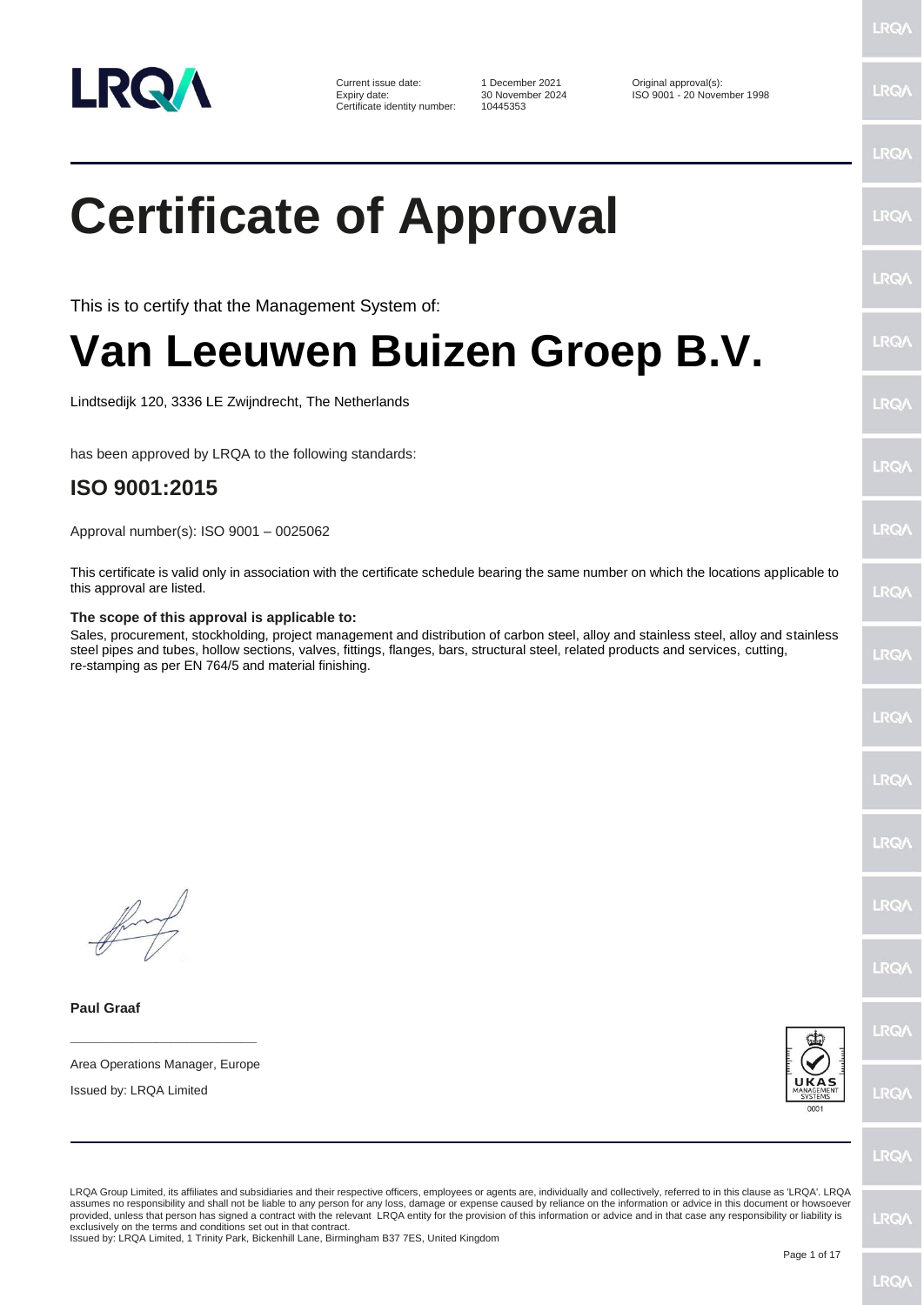LRQA

| | | |
|---|---|---|
| Current issue date: | 1 December 2021 | Original approval(s): |
| Expiry date: | 30 November 2024 | ISO 9001 - 20 November 1998 |
| Certificate identity number: | 10445353 | |

# Certificate of Approval

This is to certify that the Management System of:

# Van Leeuwen Buizen Groep B.V.

Lindtsedijk 120, 3336 LE Zwijndrecht, The Netherlands

has been approved by LRQA to the following standards:

## ISO 9001:2015

Approval number(s): ISO 9001 – 0025062

This certificate is valid only in association with the certificate schedule bearing the same number on which the locations applicable to this approval are listed.

**The scope of this approval is applicable to:**

Sales, procurement, stockholding, project management and distribution of carbon steel, alloy and stainless steel, alloy and stainless steel pipes and tubes, hollow sections, valves, fittings, flanges, bars, structural steel, related products and services, cutting, re-stamping as per EN 764/5 and material finishing.

**Paul Graaf**

Area Operations Manager, Europe

Issued by: LRQA Limited

UKAS MANAGEMENT SYSTEMS 0001

LRQA Group Limited, its affiliates and subsidiaries and their respective officers, employees or agents are, individually and collectively, referred to in this clause as 'LRQA'. LRQA assumes no responsibility and shall not be liable to any person for any loss, damage or expense caused by reliance on the information or advice in this document or howsoever provided, unless that person has signed a contract with the relevant LRQA entity for the provision of this information or advice and in that case any responsibility or liability is exclusively on the terms and conditions set out in that contract.
Issued by: LRQA Limited, 1 Trinity Park, Bickenhill Lane, Birmingham B37 7ES, United Kingdom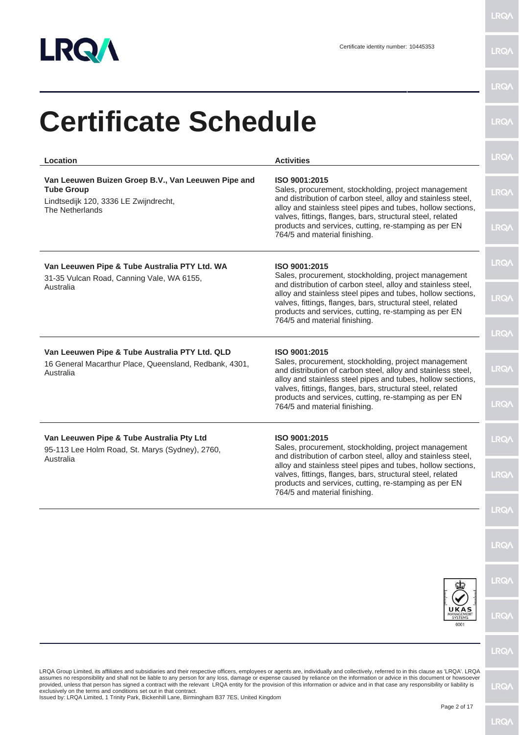Certificate identity number: 10445353

# Certificate Schedule

| Location | Activities |
|---|---|
| **Van Leeuwen Buizen Groep B.V., Van Leeuwen Pipe and Tube Group**<br>Lindtsedijk 120, 3336 LE Zwijndrecht, The Netherlands | **ISO 9001:2015**<br>Sales, procurement, stockholding, project management and distribution of carbon steel, alloy and stainless steel, alloy and stainless steel pipes and tubes, hollow sections, valves, fittings, flanges, bars, structural steel, related products and services, cutting, re-stamping as per EN 764/5 and material finishing. |
| **Van Leeuwen Pipe & Tube Australia PTY Ltd. WA**<br>31-35 Vulcan Road, Canning Vale, WA 6155, Australia | **ISO 9001:2015**<br>Sales, procurement, stockholding, project management and distribution of carbon steel, alloy and stainless steel, alloy and stainless steel pipes and tubes, hollow sections, valves, fittings, flanges, bars, structural steel, related products and services, cutting, re-stamping as per EN 764/5 and material finishing. |
| **Van Leeuwen Pipe & Tube Australia PTY Ltd. QLD**<br>16 General Macarthur Place, Queensland, Redbank, 4301, Australia | **ISO 9001:2015**<br>Sales, procurement, stockholding, project management and distribution of carbon steel, alloy and stainless steel, alloy and stainless steel pipes and tubes, hollow sections, valves, fittings, flanges, bars, structural steel, related products and services, cutting, re-stamping as per EN 764/5 and material finishing. |
| **Van Leeuwen Pipe & Tube Australia Pty Ltd**<br>95-113 Lee Holm Road, St. Marys (Sydney), 2760, Australia | **ISO 9001:2015**<br>Sales, procurement, stockholding, project management and distribution of carbon steel, alloy and stainless steel, alloy and stainless steel pipes and tubes, hollow sections, valves, fittings, flanges, bars, structural steel, related products and services, cutting, re-stamping as per EN 764/5 and material finishing. |

LRQA Group Limited, its affiliates and subsidiaries and their respective officers, employees or agents are, individually and collectively, referred to in this clause as 'LRQA'. LRQA assumes no responsibility and shall not be liable to any person for any loss, damage or expense caused by reliance on the information or advice in this document or howsoever provided, unless that person has signed a contract with the relevant LRQA entity for the provision of this information or advice and in that case any responsibility or liability is exclusively on the terms and conditions set out in that contract.
Issued by: LRQA Limited, 1 Trinity Park, Bickenhill Lane, Birmingham B37 7ES, United Kingdom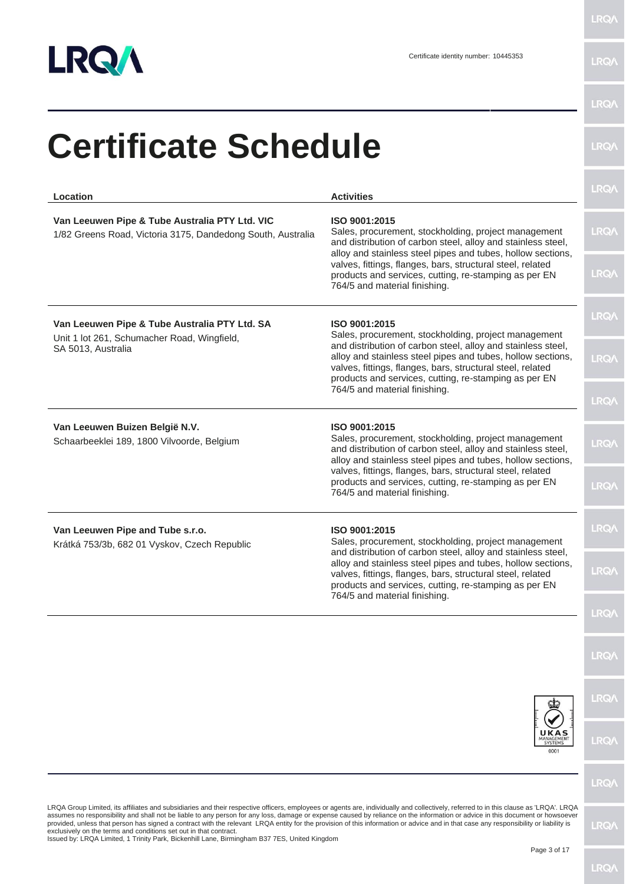Certificate identity number: 10445353

# Certificate Schedule

| Location | Activities |
|---|---|
| **Van Leeuwen Pipe & Tube Australia PTY Ltd. VIC**<br>1/82 Greens Road, Victoria 3175, Dandedong South, Australia | **ISO 9001:2015**<br>Sales, procurement, stockholding, project management and distribution of carbon steel, alloy and stainless steel, alloy and stainless steel pipes and tubes, hollow sections, valves, fittings, flanges, bars, structural steel, related products and services, cutting, re-stamping as per EN 764/5 and material finishing. |
| **Van Leeuwen Pipe & Tube Australia PTY Ltd. SA**<br>Unit 1 lot 261, Schumacher Road, Wingfield, SA 5013, Australia | **ISO 9001:2015**<br>Sales, procurement, stockholding, project management and distribution of carbon steel, alloy and stainless steel, alloy and stainless steel pipes and tubes, hollow sections, valves, fittings, flanges, bars, structural steel, related products and services, cutting, re-stamping as per EN 764/5 and material finishing. |
| **Van Leeuwen Buizen België N.V.**<br>Schaarbeeklei 189, 1800 Vilvoorde, Belgium | **ISO 9001:2015**<br>Sales, procurement, stockholding, project management and distribution of carbon steel, alloy and stainless steel, alloy and stainless steel pipes and tubes, hollow sections, valves, fittings, flanges, bars, structural steel, related products and services, cutting, re-stamping as per EN 764/5 and material finishing. |
| **Van Leeuwen Pipe and Tube s.r.o.**<br>Krátká 753/3b, 682 01 Vyskov, Czech Republic | **ISO 9001:2015**<br>Sales, procurement, stockholding, project management and distribution of carbon steel, alloy and stainless steel, alloy and stainless steel pipes and tubes, hollow sections, valves, fittings, flanges, bars, structural steel, related products and services, cutting, re-stamping as per EN 764/5 and material finishing. |

LRQA Group Limited, its affiliates and subsidiaries and their respective officers, employees or agents are, individually and collectively, referred to in this clause as 'LRQA'. LRQA assumes no responsibility and shall not be liable to any person for any loss, damage or expense caused by reliance on the information or advice in this document or howsoever provided, unless that person has signed a contract with the relevant LRQA entity for the provision of this information or advice and in that case any responsibility or liability is exclusively on the terms and conditions set out in that contract.
Issued by: LRQA Limited, 1 Trinity Park, Bickenhill Lane, Birmingham B37 7ES, United Kingdom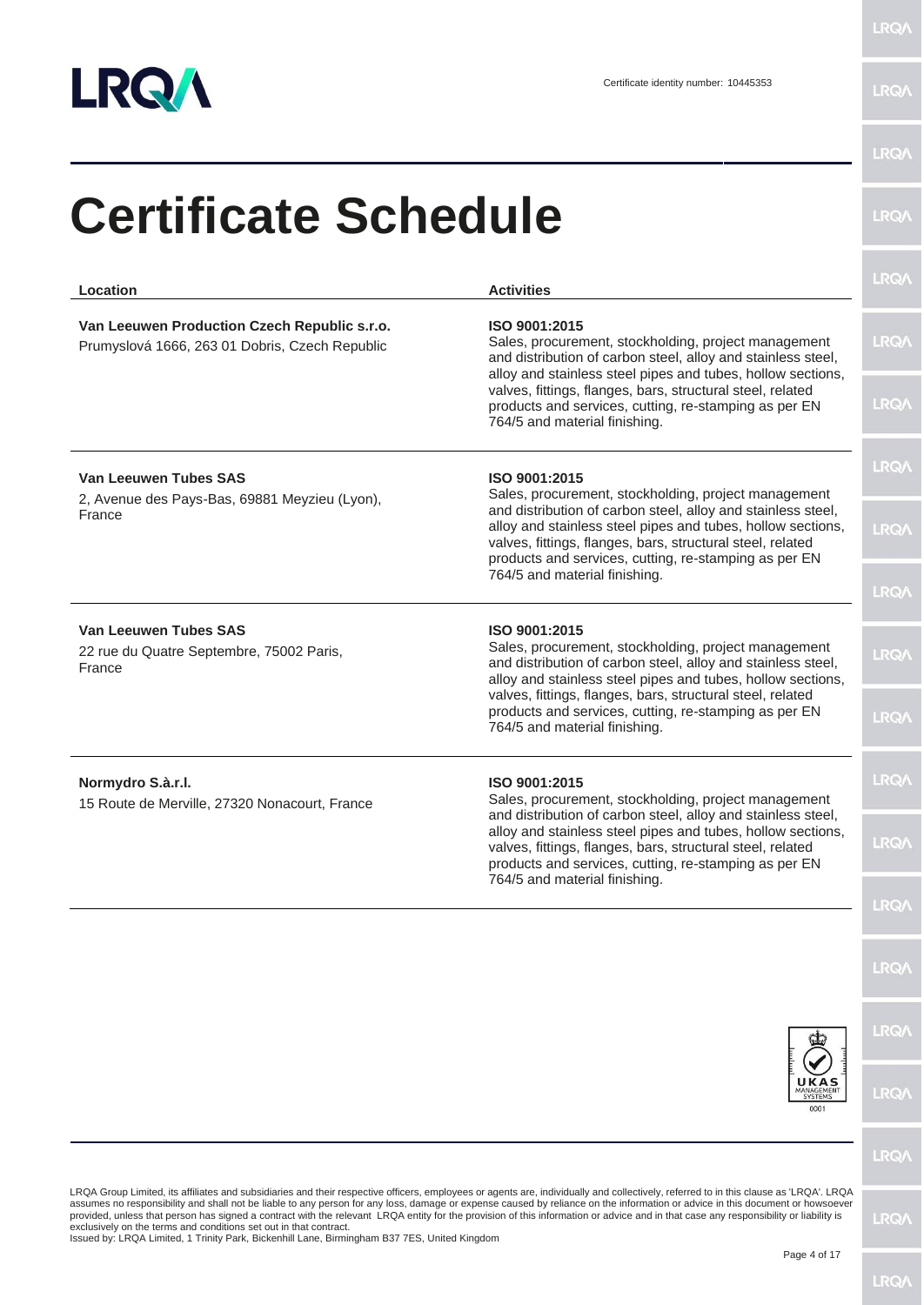Certificate identity number: 10445353

# Certificate Schedule

| Location | Activities |
| --- | --- |
| **Van Leeuwen Production Czech Republic s.r.o.**<br>Prumyslová 1666, 263 01 Dobris, Czech Republic | **ISO 9001:2015**<br>Sales, procurement, stockholding, project management and distribution of carbon steel, alloy and stainless steel, alloy and stainless steel pipes and tubes, hollow sections, valves, fittings, flanges, bars, structural steel, related products and services, cutting, re-stamping as per EN 764/5 and material finishing. |
| **Van Leeuwen Tubes SAS**<br>2, Avenue des Pays-Bas, 69881 Meyzieu (Lyon), France | **ISO 9001:2015**<br>Sales, procurement, stockholding, project management and distribution of carbon steel, alloy and stainless steel, alloy and stainless steel pipes and tubes, hollow sections, valves, fittings, flanges, bars, structural steel, related products and services, cutting, re-stamping as per EN 764/5 and material finishing. |
| **Van Leeuwen Tubes SAS**<br>22 rue du Quatre Septembre, 75002 Paris, France | **ISO 9001:2015**<br>Sales, procurement, stockholding, project management and distribution of carbon steel, alloy and stainless steel, alloy and stainless steel pipes and tubes, hollow sections, valves, fittings, flanges, bars, structural steel, related products and services, cutting, re-stamping as per EN 764/5 and material finishing. |
| **Normydro S.à.r.l.**<br>15 Route de Merville, 27320 Nonacourt, France | **ISO 9001:2015**<br>Sales, procurement, stockholding, project management and distribution of carbon steel, alloy and stainless steel, alloy and stainless steel pipes and tubes, hollow sections, valves, fittings, flanges, bars, structural steel, related products and services, cutting, re-stamping as per EN 764/5 and material finishing. |

LRQA Group Limited, its affiliates and subsidiaries and their respective officers, employees or agents are, individually and collectively, referred to in this clause as 'LRQA'. LRQA assumes no responsibility and shall not be liable to any person for any loss, damage or expense caused by reliance on the information or advice in this document or howsoever provided, unless that person has signed a contract with the relevant LRQA entity for the provision of this information or advice and in that case any responsibility or liability is exclusively on the terms and conditions set out in that contract.
Issued by: LRQA Limited, 1 Trinity Park, Bickenhill Lane, Birmingham B37 7ES, United Kingdom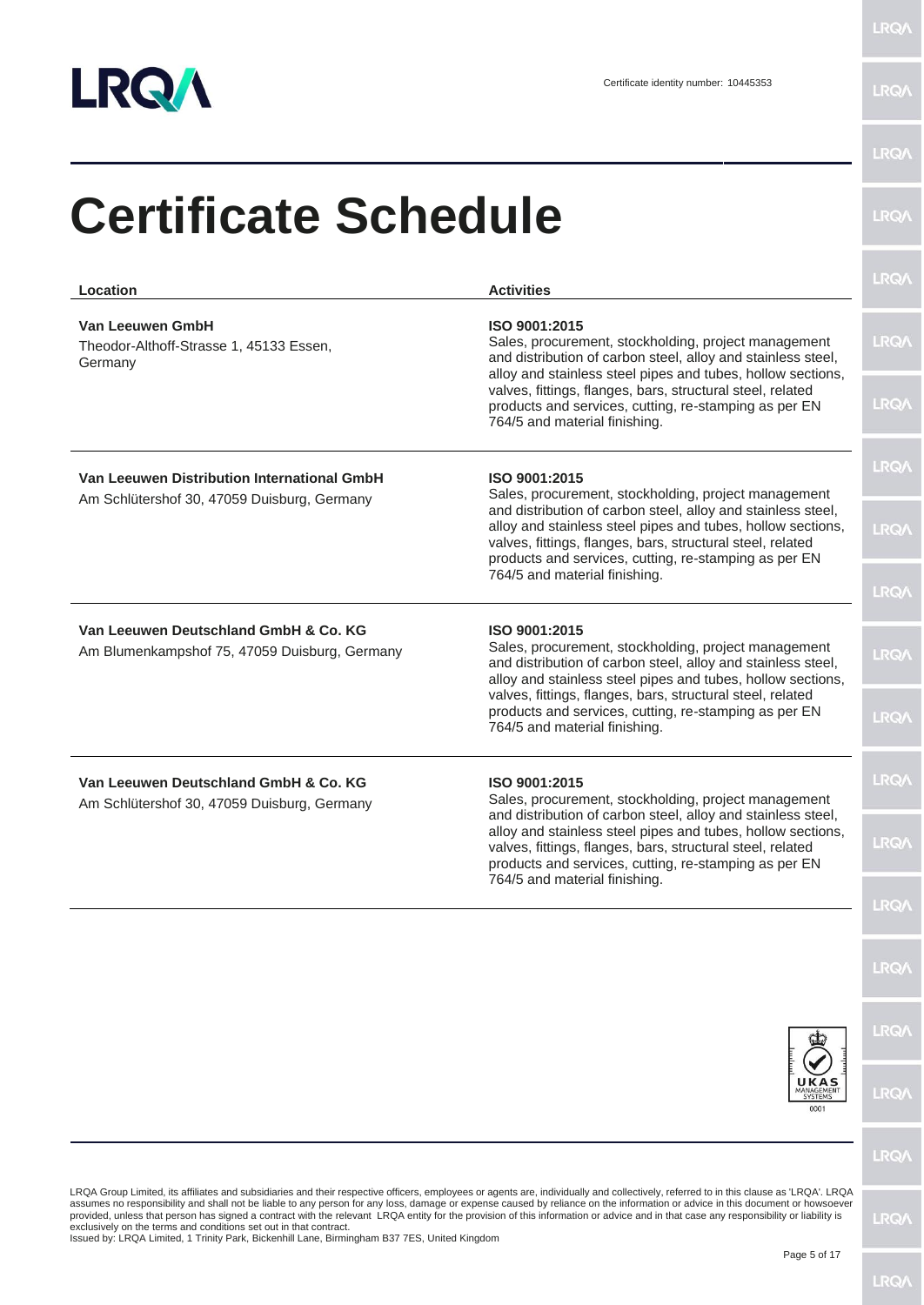Certificate identity number: 10445353

# Certificate Schedule

| Location | Activities |
| --- | --- |
| **Van Leeuwen GmbH**<br>Theodor-Althoff-Strasse 1, 45133 Essen, Germany | **ISO 9001:2015**<br>Sales, procurement, stockholding, project management and distribution of carbon steel, alloy and stainless steel, alloy and stainless steel pipes and tubes, hollow sections, valves, fittings, flanges, bars, structural steel, related products and services, cutting, re-stamping as per EN 764/5 and material finishing. |
| **Van Leeuwen Distribution International GmbH**<br>Am Schlütershof 30, 47059 Duisburg, Germany | **ISO 9001:2015**<br>Sales, procurement, stockholding, project management and distribution of carbon steel, alloy and stainless steel, alloy and stainless steel pipes and tubes, hollow sections, valves, fittings, flanges, bars, structural steel, related products and services, cutting, re-stamping as per EN 764/5 and material finishing. |
| **Van Leeuwen Deutschland GmbH & Co. KG**<br>Am Blumenkampshof 75, 47059 Duisburg, Germany | **ISO 9001:2015**<br>Sales, procurement, stockholding, project management and distribution of carbon steel, alloy and stainless steel, alloy and stainless steel pipes and tubes, hollow sections, valves, fittings, flanges, bars, structural steel, related products and services, cutting, re-stamping as per EN 764/5 and material finishing. |
| **Van Leeuwen Deutschland GmbH & Co. KG**<br>Am Schlütershof 30, 47059 Duisburg, Germany | **ISO 9001:2015**<br>Sales, procurement, stockholding, project management and distribution of carbon steel, alloy and stainless steel, alloy and stainless steel pipes and tubes, hollow sections, valves, fittings, flanges, bars, structural steel, related products and services, cutting, re-stamping as per EN 764/5 and material finishing. |

LRQA Group Limited, its affiliates and subsidiaries and their respective officers, employees or agents are, individually and collectively, referred to in this clause as 'LRQA'. LRQA assumes no responsibility and shall not be liable to any person for any loss, damage or expense caused by reliance on the information or advice in this document or howsoever provided, unless that person has signed a contract with the relevant LRQA entity for the provision of this information or advice and in that case any responsibility or liability is exclusively on the terms and conditions set out in that contract.
Issued by: LRQA Limited, 1 Trinity Park, Bickenhill Lane, Birmingham B37 7ES, United Kingdom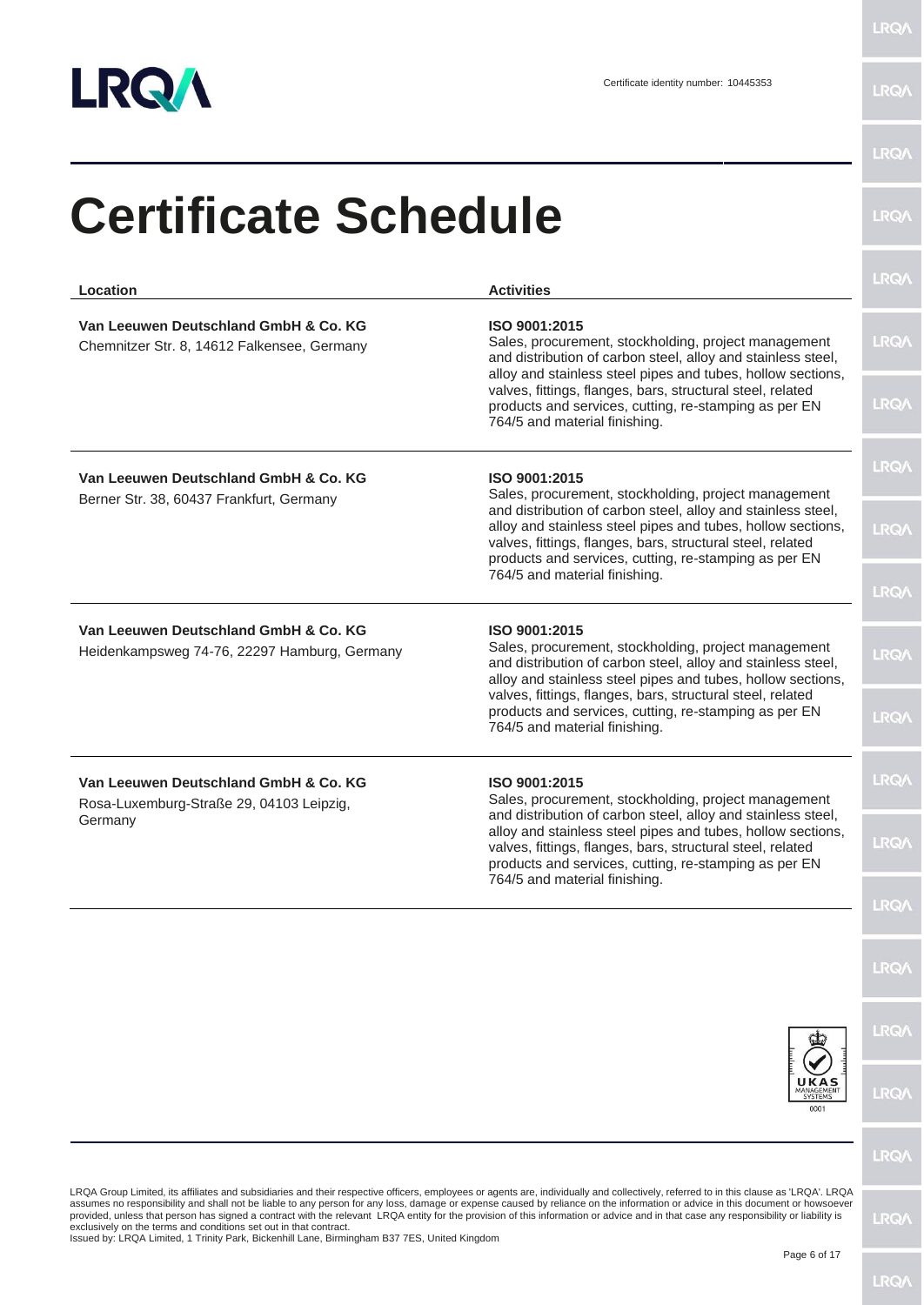Certificate identity number: 10445353

# Certificate Schedule

| Location | Activities |
|---|---|
| **Van Leeuwen Deutschland GmbH & Co. KG**<br>Chemnitzer Str. 8, 14612 Falkensee, Germany | **ISO 9001:2015**<br>Sales, procurement, stockholding, project management and distribution of carbon steel, alloy and stainless steel, alloy and stainless steel pipes and tubes, hollow sections, valves, fittings, flanges, bars, structural steel, related products and services, cutting, re-stamping as per EN 764/5 and material finishing. |
| **Van Leeuwen Deutschland GmbH & Co. KG**<br>Berner Str. 38, 60437 Frankfurt, Germany | **ISO 9001:2015**<br>Sales, procurement, stockholding, project management and distribution of carbon steel, alloy and stainless steel, alloy and stainless steel pipes and tubes, hollow sections, valves, fittings, flanges, bars, structural steel, related products and services, cutting, re-stamping as per EN 764/5 and material finishing. |
| **Van Leeuwen Deutschland GmbH & Co. KG**<br>Heidenkampsweg 74-76, 22297 Hamburg, Germany | **ISO 9001:2015**<br>Sales, procurement, stockholding, project management and distribution of carbon steel, alloy and stainless steel, alloy and stainless steel pipes and tubes, hollow sections, valves, fittings, flanges, bars, structural steel, related products and services, cutting, re-stamping as per EN 764/5 and material finishing. |
| **Van Leeuwen Deutschland GmbH & Co. KG**<br>Rosa-Luxemburg-Straße 29, 04103 Leipzig, Germany | **ISO 9001:2015**<br>Sales, procurement, stockholding, project management and distribution of carbon steel, alloy and stainless steel, alloy and stainless steel pipes and tubes, hollow sections, valves, fittings, flanges, bars, structural steel, related products and services, cutting, re-stamping as per EN 764/5 and material finishing. |

LRQA Group Limited, its affiliates and subsidiaries and their respective officers, employees or agents are, individually and collectively, referred to in this clause as 'LRQA'. LRQA assumes no responsibility and shall not be liable to any person for any loss, damage or expense caused by reliance on the information or advice in this document or howsoever provided, unless that person has signed a contract with the relevant LRQA entity for the provision of this information or advice and in that case any responsibility or liability is exclusively on the terms and conditions set out in that contract.
Issued by: LRQA Limited, 1 Trinity Park, Bickenhill Lane, Birmingham B37 7ES, United Kingdom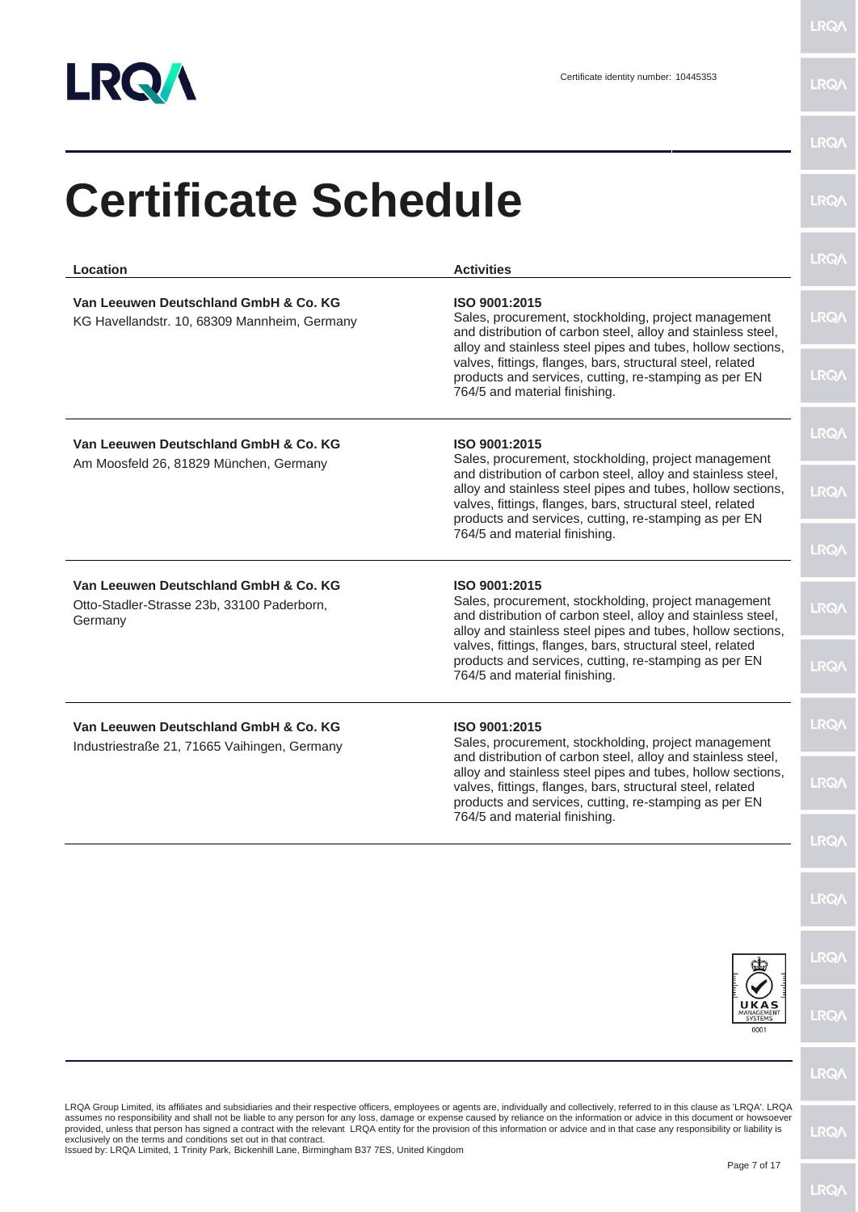Certificate identity number: 10445353

# Certificate Schedule

| Location | Activities |
| --- | --- |
| **Van Leeuwen Deutschland GmbH & Co. KG**<br>KG Havellandstr. 10, 68309 Mannheim, Germany | **ISO 9001:2015**<br>Sales, procurement, stockholding, project management and distribution of carbon steel, alloy and stainless steel, alloy and stainless steel pipes and tubes, hollow sections, valves, fittings, flanges, bars, structural steel, related products and services, cutting, re-stamping as per EN 764/5 and material finishing. |
| **Van Leeuwen Deutschland GmbH & Co. KG**<br>Am Moosfeld 26, 81829 München, Germany | **ISO 9001:2015**<br>Sales, procurement, stockholding, project management and distribution of carbon steel, alloy and stainless steel, alloy and stainless steel pipes and tubes, hollow sections, valves, fittings, flanges, bars, structural steel, related products and services, cutting, re-stamping as per EN 764/5 and material finishing. |
| **Van Leeuwen Deutschland GmbH & Co. KG**<br>Otto-Stadler-Strasse 23b, 33100 Paderborn, Germany | **ISO 9001:2015**<br>Sales, procurement, stockholding, project management and distribution of carbon steel, alloy and stainless steel, alloy and stainless steel pipes and tubes, hollow sections, valves, fittings, flanges, bars, structural steel, related products and services, cutting, re-stamping as per EN 764/5 and material finishing. |
| **Van Leeuwen Deutschland GmbH & Co. KG**<br>Industriestraße 21, 71665 Vaihingen, Germany | **ISO 9001:2015**<br>Sales, procurement, stockholding, project management and distribution of carbon steel, alloy and stainless steel, alloy and stainless steel pipes and tubes, hollow sections, valves, fittings, flanges, bars, structural steel, related products and services, cutting, re-stamping as per EN 764/5 and material finishing. |

LRQA Group Limited, its affiliates and subsidiaries and their respective officers, employees or agents are, individually and collectively, referred to in this clause as 'LRQA'. LRQA assumes no responsibility and shall not be liable to any person for any loss, damage or expense caused by reliance on the information or advice in this document or howsoever provided, unless that person has signed a contract with the relevant LRQA entity for the provision of this information or advice and in that case any responsibility or liability is exclusively on the terms and conditions set out in that contract.
Issued by: LRQA Limited, 1 Trinity Park, Bickenhill Lane, Birmingham B37 7ES, United Kingdom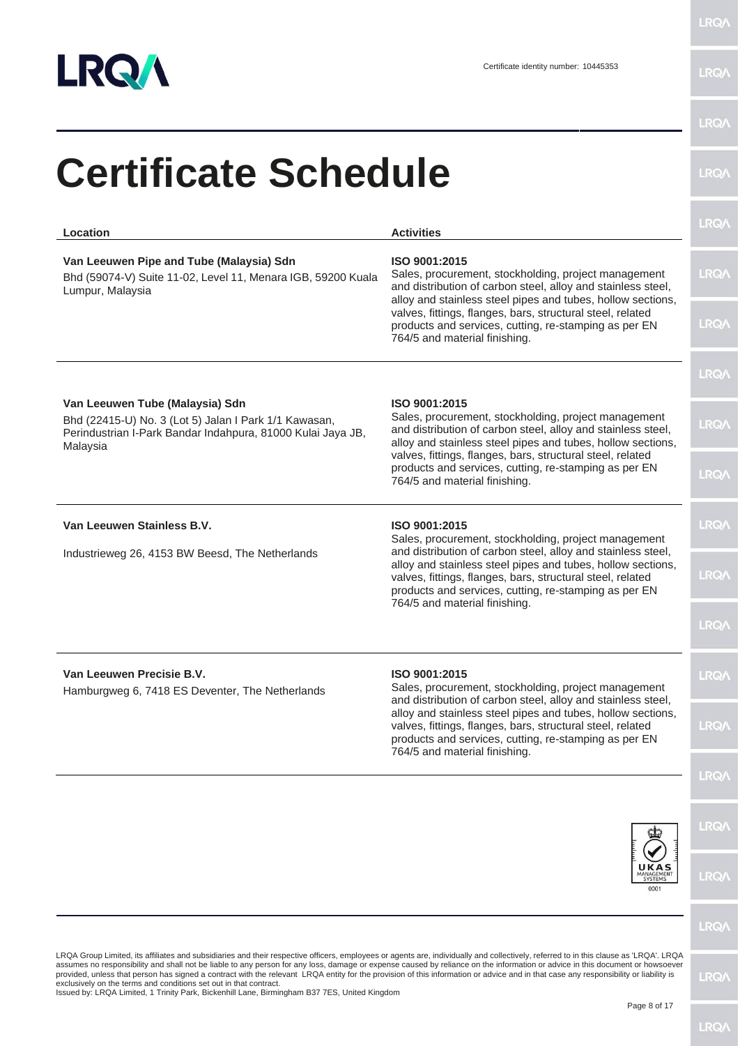Certificate identity number: 10445353

# Certificate Schedule

| Location | Activities |
| --- | --- |
| **Van Leeuwen Pipe and Tube (Malaysia) Sdn** Bhd (59074-V) Suite 11-02, Level 11, Menara IGB, 59200 Kuala Lumpur, Malaysia | **ISO 9001:2015** Sales, procurement, stockholding, project management and distribution of carbon steel, alloy and stainless steel, alloy and stainless steel pipes and tubes, hollow sections, valves, fittings, flanges, bars, structural steel, related products and services, cutting, re-stamping as per EN 764/5 and material finishing. |
| **Van Leeuwen Tube (Malaysia) Sdn** Bhd (22415-U) No. 3 (Lot 5) Jalan I Park 1/1 Kawasan, Perindustrian I-Park Bandar Indahpura, 81000 Kulai Jaya JB, Malaysia | **ISO 9001:2015** Sales, procurement, stockholding, project management and distribution of carbon steel, alloy and stainless steel, alloy and stainless steel pipes and tubes, hollow sections, valves, fittings, flanges, bars, structural steel, related products and services, cutting, re-stamping as per EN 764/5 and material finishing. |
| **Van Leeuwen Stainless B.V.** Industrieweg 26, 4153 BW Beesd, The Netherlands | **ISO 9001:2015** Sales, procurement, stockholding, project management and distribution of carbon steel, alloy and stainless steel, alloy and stainless steel pipes and tubes, hollow sections, valves, fittings, flanges, bars, structural steel, related products and services, cutting, re-stamping as per EN 764/5 and material finishing. |
| **Van Leeuwen Precisie B.V.** Hamburgweg 6, 7418 ES Deventer, The Netherlands | **ISO 9001:2015** Sales, procurement, stockholding, project management and distribution of carbon steel, alloy and stainless steel, alloy and stainless steel pipes and tubes, hollow sections, valves, fittings, flanges, bars, structural steel, related products and services, cutting, re-stamping as per EN 764/5 and material finishing. |

LRQA Group Limited, its affiliates and subsidiaries and their respective officers, employees or agents are, individually and collectively, referred to in this clause as 'LRQA'. LRQA assumes no responsibility and shall not be liable to any person for any loss, damage or expense caused by reliance on the information or advice in this document or howsoever provided, unless that person has signed a contract with the relevant LRQA entity for the provision of this information or advice and in that case any responsibility or liability is exclusively on the terms and conditions set out in that contract.
Issued by: LRQA Limited, 1 Trinity Park, Bickenhill Lane, Birmingham B37 7ES, United Kingdom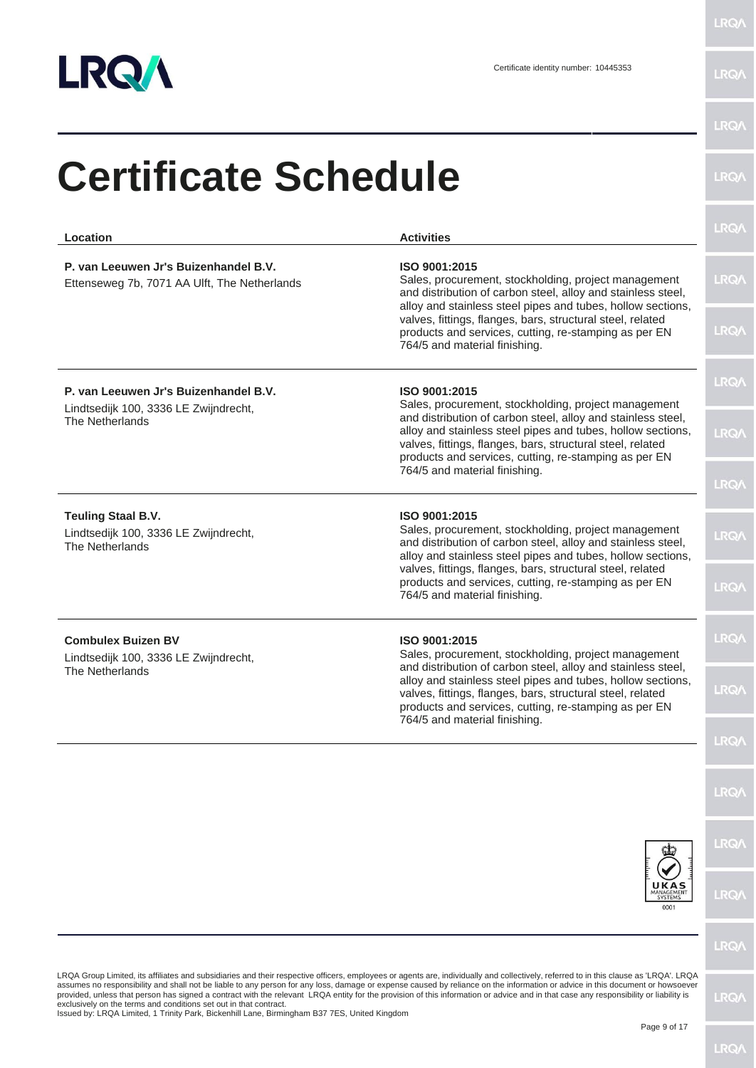Certificate identity number: 10445353

# Certificate Schedule

| Location | Activities |
| --- | --- |
| **P. van Leeuwen Jr's Buizenhandel B.V.**<br>Ettenseweg 7b, 7071 AA Ulft, The Netherlands | **ISO 9001:2015**<br>Sales, procurement, stockholding, project management and distribution of carbon steel, alloy and stainless steel, alloy and stainless steel pipes and tubes, hollow sections, valves, fittings, flanges, bars, structural steel, related products and services, cutting, re-stamping as per EN 764/5 and material finishing. |
| **P. van Leeuwen Jr's Buizenhandel B.V.**<br>Lindtsedijk 100, 3336 LE Zwijndrecht, The Netherlands | **ISO 9001:2015**<br>Sales, procurement, stockholding, project management and distribution of carbon steel, alloy and stainless steel, alloy and stainless steel pipes and tubes, hollow sections, valves, fittings, flanges, bars, structural steel, related products and services, cutting, re-stamping as per EN 764/5 and material finishing. |
| **Teuling Staal B.V.**<br>Lindtsedijk 100, 3336 LE Zwijndrecht, The Netherlands | **ISO 9001:2015**<br>Sales, procurement, stockholding, project management and distribution of carbon steel, alloy and stainless steel, alloy and stainless steel pipes and tubes, hollow sections, valves, fittings, flanges, bars, structural steel, related products and services, cutting, re-stamping as per EN 764/5 and material finishing. |
| **Combulex Buizen BV**<br>Lindtsedijk 100, 3336 LE Zwijndrecht, The Netherlands | **ISO 9001:2015**<br>Sales, procurement, stockholding, project management and distribution of carbon steel, alloy and stainless steel, alloy and stainless steel pipes and tubes, hollow sections, valves, fittings, flanges, bars, structural steel, related products and services, cutting, re-stamping as per EN 764/5 and material finishing. |

LRQA Group Limited, its affiliates and subsidiaries and their respective officers, employees or agents are, individually and collectively, referred to in this clause as 'LRQA'. LRQA assumes no responsibility and shall not be liable to any person for any loss, damage or expense caused by reliance on the information or advice in this document or howsoever provided, unless that person has signed a contract with the relevant LRQA entity for the provision of this information or advice and in that case any responsibility or liability is exclusively on the terms and conditions set out in that contract.
Issued by: LRQA Limited, 1 Trinity Park, Bickenhill Lane, Birmingham B37 7ES, United Kingdom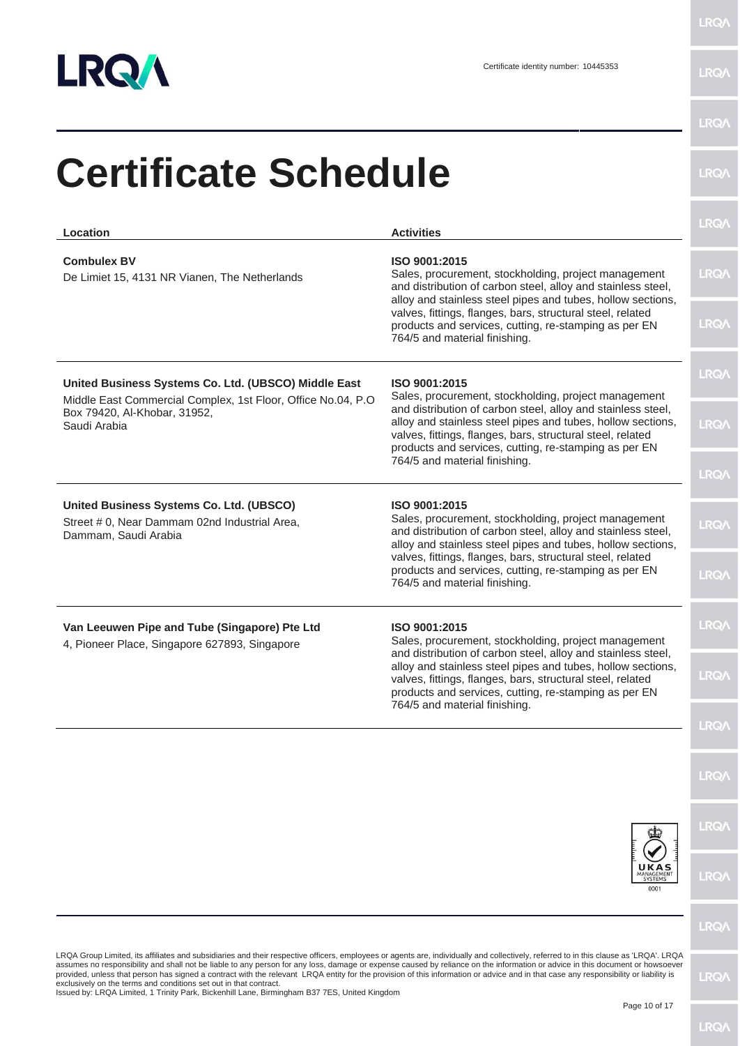Certificate identity number: 10445353

# Certificate Schedule

| Location | Activities |
|---|---|
| **Combulex BV**<br>De Limiet 15, 4131 NR Vianen, The Netherlands | **ISO 9001:2015**<br>Sales, procurement, stockholding, project management and distribution of carbon steel, alloy and stainless steel, alloy and stainless steel pipes and tubes, hollow sections, valves, fittings, flanges, bars, structural steel, related products and services, cutting, re-stamping as per EN 764/5 and material finishing. |
| **United Business Systems Co. Ltd. (UBSCO) Middle East**<br>Middle East Commercial Complex, 1st Floor, Office No.04, P.O Box 79420, Al-Khobar, 31952, Saudi Arabia | **ISO 9001:2015**<br>Sales, procurement, stockholding, project management and distribution of carbon steel, alloy and stainless steel, alloy and stainless steel pipes and tubes, hollow sections, valves, fittings, flanges, bars, structural steel, related products and services, cutting, re-stamping as per EN 764/5 and material finishing. |
| **United Business Systems Co. Ltd. (UBSCO)**<br>Street # 0, Near Dammam 02nd Industrial Area, Dammam, Saudi Arabia | **ISO 9001:2015**<br>Sales, procurement, stockholding, project management and distribution of carbon steel, alloy and stainless steel, alloy and stainless steel pipes and tubes, hollow sections, valves, fittings, flanges, bars, structural steel, related products and services, cutting, re-stamping as per EN 764/5 and material finishing. |
| **Van Leeuwen Pipe and Tube (Singapore) Pte Ltd**<br>4, Pioneer Place, Singapore 627893, Singapore | **ISO 9001:2015**<br>Sales, procurement, stockholding, project management and distribution of carbon steel, alloy and stainless steel, alloy and stainless steel pipes and tubes, hollow sections, valves, fittings, flanges, bars, structural steel, related products and services, cutting, re-stamping as per EN 764/5 and material finishing. |

UKAS MANAGEMENT SYSTEMS 0001

LRQA Group Limited, its affiliates and subsidiaries and their respective officers, employees or agents are, individually and collectively, referred to in this clause as 'LRQA'. LRQA assumes no responsibility and shall not be liable to any person for any loss, damage or expense caused by reliance on the information or advice in this document or howsoever provided, unless that person has signed a contract with the relevant LRQA entity for the provision of this information or advice and in that case any responsibility or liability is exclusively on the terms and conditions set out in that contract.
Issued by: LRQA Limited, 1 Trinity Park, Bickenhill Lane, Birmingham B37 7ES, United Kingdom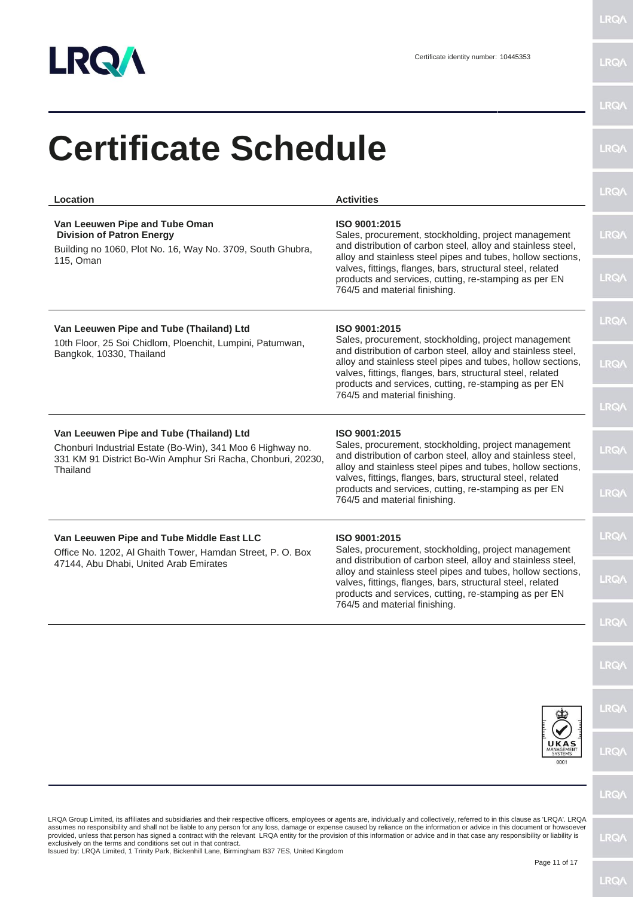Certificate identity number: 10445353

# Certificate Schedule

| Location | Activities |
| --- | --- |
| **Van Leeuwen Pipe and Tube Oman Division of Patron Energy**<br>Building no 1060, Plot No. 16, Way No. 3709, South Ghubra, 115, Oman | **ISO 9001:2015**<br>Sales, procurement, stockholding, project management and distribution of carbon steel, alloy and stainless steel, alloy and stainless steel pipes and tubes, hollow sections, valves, fittings, flanges, bars, structural steel, related products and services, cutting, re-stamping as per EN 764/5 and material finishing. |
| **Van Leeuwen Pipe and Tube (Thailand) Ltd**<br>10th Floor, 25 Soi Chidlom, Ploenchit, Lumpini, Patumwan, Bangkok, 10330, Thailand | **ISO 9001:2015**<br>Sales, procurement, stockholding, project management and distribution of carbon steel, alloy and stainless steel, alloy and stainless steel pipes and tubes, hollow sections, valves, fittings, flanges, bars, structural steel, related products and services, cutting, re-stamping as per EN 764/5 and material finishing. |
| **Van Leeuwen Pipe and Tube (Thailand) Ltd**<br>Chonburi Industrial Estate (Bo-Win), 341 Moo 6 Highway no. 331 KM 91 District Bo-Win Amphur Sri Racha, Chonburi, 20230, Thailand | **ISO 9001:2015**<br>Sales, procurement, stockholding, project management and distribution of carbon steel, alloy and stainless steel, alloy and stainless steel pipes and tubes, hollow sections, valves, fittings, flanges, bars, structural steel, related products and services, cutting, re-stamping as per EN 764/5 and material finishing. |
| **Van Leeuwen Pipe and Tube Middle East LLC**<br>Office No. 1202, Al Ghaith Tower, Hamdan Street, P. O. Box 47144, Abu Dhabi, United Arab Emirates | **ISO 9001:2015**<br>Sales, procurement, stockholding, project management and distribution of carbon steel, alloy and stainless steel, alloy and stainless steel pipes and tubes, hollow sections, valves, fittings, flanges, bars, structural steel, related products and services, cutting, re-stamping as per EN 764/5 and material finishing. |

LRQA Group Limited, its affiliates and subsidiaries and their respective officers, employees or agents are, individually and collectively, referred to in this clause as 'LRQA'. LRQA assumes no responsibility and shall not be liable to any person for any loss, damage or expense caused by reliance on the information or advice in this document or howsoever provided, unless that person has signed a contract with the relevant LRQA entity for the provision of this information or advice and in that case any responsibility or liability is exclusively on the terms and conditions set out in that contract.
Issued by: LRQA Limited, 1 Trinity Park, Bickenhill Lane, Birmingham B37 7ES, United Kingdom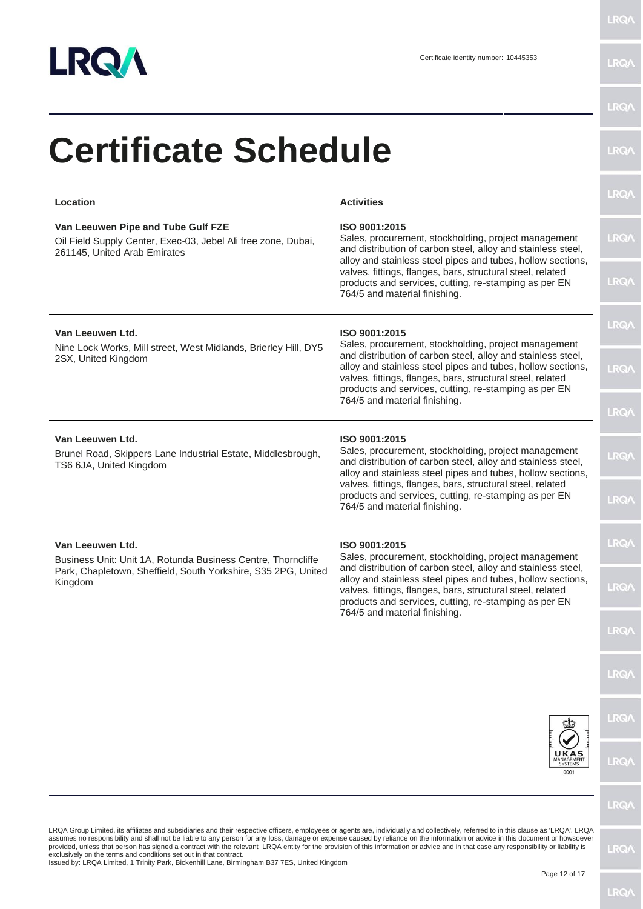Certificate identity number: 10445353

# Certificate Schedule

| Location | Activities |
| --- | --- |
| **Van Leeuwen Pipe and Tube Gulf FZE**<br>Oil Field Supply Center, Exec-03, Jebel Ali free zone, Dubai, 261145, United Arab Emirates | **ISO 9001:2015**<br>Sales, procurement, stockholding, project management and distribution of carbon steel, alloy and stainless steel, alloy and stainless steel pipes and tubes, hollow sections, valves, fittings, flanges, bars, structural steel, related products and services, cutting, re-stamping as per EN 764/5 and material finishing. |
| **Van Leeuwen Ltd.**<br>Nine Lock Works, Mill street, West Midlands, Brierley Hill, DY5 2SX, United Kingdom | **ISO 9001:2015**<br>Sales, procurement, stockholding, project management and distribution of carbon steel, alloy and stainless steel, alloy and stainless steel pipes and tubes, hollow sections, valves, fittings, flanges, bars, structural steel, related products and services, cutting, re-stamping as per EN 764/5 and material finishing. |
| **Van Leeuwen Ltd.**<br>Brunel Road, Skippers Lane Industrial Estate, Middlesbrough, TS6 6JA, United Kingdom | **ISO 9001:2015**<br>Sales, procurement, stockholding, project management and distribution of carbon steel, alloy and stainless steel, alloy and stainless steel pipes and tubes, hollow sections, valves, fittings, flanges, bars, structural steel, related products and services, cutting, re-stamping as per EN 764/5 and material finishing. |
| **Van Leeuwen Ltd.**<br>Business Unit: Unit 1A, Rotunda Business Centre, Thorncliffe Park, Chapletown, Sheffield, South Yorkshire, S35 2PG, United Kingdom | **ISO 9001:2015**<br>Sales, procurement, stockholding, project management and distribution of carbon steel, alloy and stainless steel, alloy and stainless steel pipes and tubes, hollow sections, valves, fittings, flanges, bars, structural steel, related products and services, cutting, re-stamping as per EN 764/5 and material finishing. |

LRQA Group Limited, its affiliates and subsidiaries and their respective officers, employees or agents are, individually and collectively, referred to in this clause as 'LRQA'. LRQA assumes no responsibility and shall not be liable to any person for any loss, damage or expense caused by reliance on the information or advice in this document or howsoever provided, unless that person has signed a contract with the relevant LRQA entity for the provision of this information or advice and in that case any responsibility or liability is exclusively on the terms and conditions set out in that contract.
Issued by: LRQA Limited, 1 Trinity Park, Bickenhill Lane, Birmingham B37 7ES, United Kingdom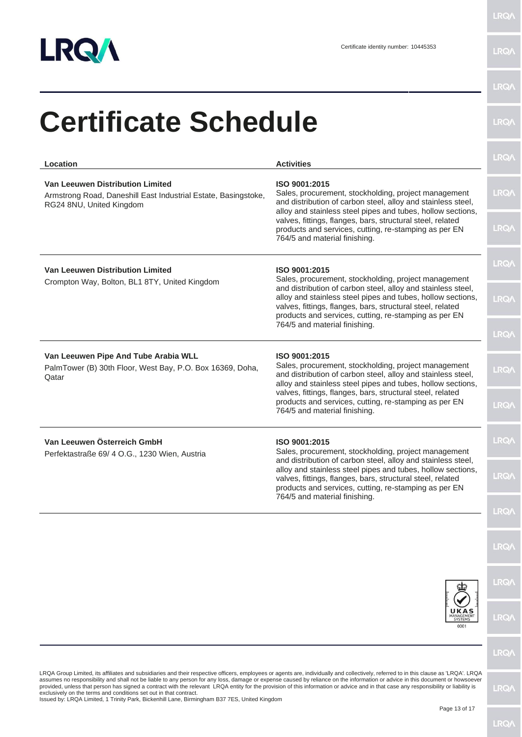Certificate identity number: 10445353

# Certificate Schedule

| Location | Activities |
| --- | --- |
| **Van Leeuwen Distribution Limited**<br>Armstrong Road, Daneshill East Industrial Estate, Basingstoke, RG24 8NU, United Kingdom | **ISO 9001:2015**<br>Sales, procurement, stockholding, project management and distribution of carbon steel, alloy and stainless steel, alloy and stainless steel pipes and tubes, hollow sections, valves, fittings, flanges, bars, structural steel, related products and services, cutting, re-stamping as per EN 764/5 and material finishing. |
| **Van Leeuwen Distribution Limited**<br>Crompton Way, Bolton, BL1 8TY, United Kingdom | **ISO 9001:2015**<br>Sales, procurement, stockholding, project management and distribution of carbon steel, alloy and stainless steel, alloy and stainless steel pipes and tubes, hollow sections, valves, fittings, flanges, bars, structural steel, related products and services, cutting, re-stamping as per EN 764/5 and material finishing. |
| **Van Leeuwen Pipe And Tube Arabia WLL**<br>PalmTower (B) 30th Floor, West Bay, P.O. Box 16369, Doha, Qatar | **ISO 9001:2015**<br>Sales, procurement, stockholding, project management and distribution of carbon steel, alloy and stainless steel, alloy and stainless steel pipes and tubes, hollow sections, valves, fittings, flanges, bars, structural steel, related products and services, cutting, re-stamping as per EN 764/5 and material finishing. |
| **Van Leeuwen Österreich GmbH**<br>Perfektastraße 69/ 4 O.G., 1230 Wien, Austria | **ISO 9001:2015**<br>Sales, procurement, stockholding, project management and distribution of carbon steel, alloy and stainless steel, alloy and stainless steel pipes and tubes, hollow sections, valves, fittings, flanges, bars, structural steel, related products and services, cutting, re-stamping as per EN 764/5 and material finishing. |

UKAS MANAGEMENT SYSTEMS 0001

LRQA Group Limited, its affiliates and subsidiaries and their respective officers, employees or agents are, individually and collectively, referred to in this clause as 'LRQA'. LRQA assumes no responsibility and shall not be liable to any person for any loss, damage or expense caused by reliance on the information or advice in this document or howsoever provided, unless that person has signed a contract with the relevant LRQA entity for the provision of this information or advice and in that case any responsibility or liability is exclusively on the terms and conditions set out in that contract.
Issued by: LRQA Limited, 1 Trinity Park, Bickenhill Lane, Birmingham B37 7ES, United Kingdom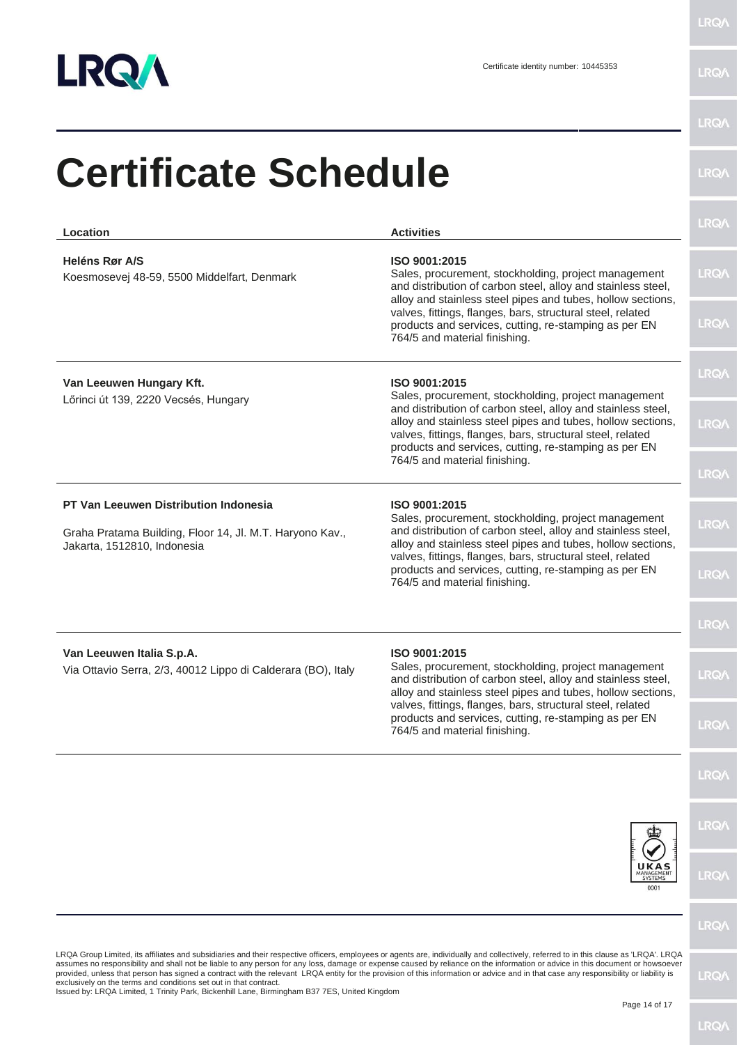Certificate identity number: 10445353

# Certificate Schedule

| Location | Activities |
|---|---|
| **Heléns Rør A/S**<br>Koesmosevej 48-59, 5500 Middelfart, Denmark | **ISO 9001:2015**<br>Sales, procurement, stockholding, project management and distribution of carbon steel, alloy and stainless steel, alloy and stainless steel pipes and tubes, hollow sections, valves, fittings, flanges, bars, structural steel, related products and services, cutting, re-stamping as per EN 764/5 and material finishing. |
| **Van Leeuwen Hungary Kft.**<br>Lőrinci út 139, 2220 Vecsés, Hungary | **ISO 9001:2015**<br>Sales, procurement, stockholding, project management and distribution of carbon steel, alloy and stainless steel, alloy and stainless steel pipes and tubes, hollow sections, valves, fittings, flanges, bars, structural steel, related products and services, cutting, re-stamping as per EN 764/5 and material finishing. |
| **PT Van Leeuwen Distribution Indonesia**<br>Graha Pratama Building, Floor 14, Jl. M.T. Haryono Kav., Jakarta, 1512810, Indonesia | **ISO 9001:2015**<br>Sales, procurement, stockholding, project management and distribution of carbon steel, alloy and stainless steel, alloy and stainless steel pipes and tubes, hollow sections, valves, fittings, flanges, bars, structural steel, related products and services, cutting, re-stamping as per EN 764/5 and material finishing. |
| **Van Leeuwen Italia S.p.A.**<br>Via Ottavio Serra, 2/3, 40012 Lippo di Calderara (BO), Italy | **ISO 9001:2015**<br>Sales, procurement, stockholding, project management and distribution of carbon steel, alloy and stainless steel, alloy and stainless steel pipes and tubes, hollow sections, valves, fittings, flanges, bars, structural steel, related products and services, cutting, re-stamping as per EN 764/5 and material finishing. |

LRQA Group Limited, its affiliates and subsidiaries and their respective officers, employees or agents are, individually and collectively, referred to in this clause as 'LRQA'. LRQA assumes no responsibility and shall not be liable to any person for any loss, damage or expense caused by reliance on the information or advice in this document or howsoever provided, unless that person has signed a contract with the relevant LRQA entity for the provision of this information or advice and in that case any responsibility or liability is exclusively on the terms and conditions set out in that contract.
Issued by: LRQA Limited, 1 Trinity Park, Bickenhill Lane, Birmingham B37 7ES, United Kingdom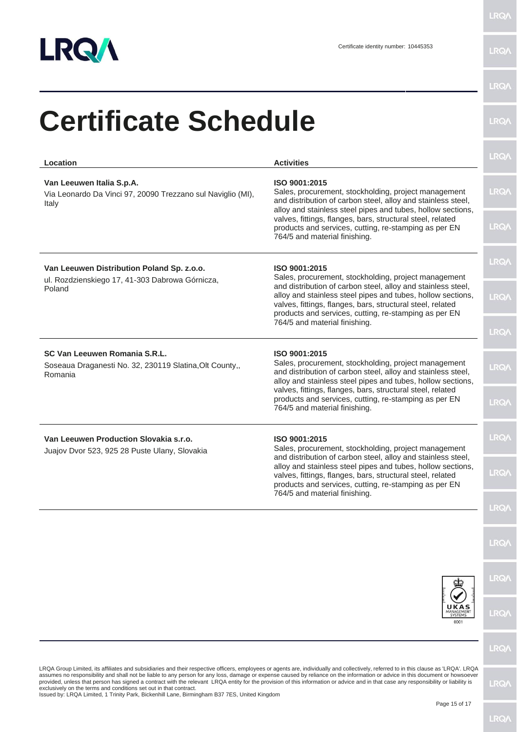Certificate identity number: 10445353

# Certificate Schedule

| Location | Activities |
| --- | --- |
| **Van Leeuwen Italia S.p.A.**<br>Via Leonardo Da Vinci 97, 20090 Trezzano sul Naviglio (MI), Italy | **ISO 9001:2015**<br>Sales, procurement, stockholding, project management and distribution of carbon steel, alloy and stainless steel, alloy and stainless steel pipes and tubes, hollow sections, valves, fittings, flanges, bars, structural steel, related products and services, cutting, re-stamping as per EN 764/5 and material finishing. |
| **Van Leeuwen Distribution Poland Sp. z.o.o.**<br>ul. Rozdzienskiego 17, 41-303 Dabrowa Górnicza, Poland | **ISO 9001:2015**<br>Sales, procurement, stockholding, project management and distribution of carbon steel, alloy and stainless steel, alloy and stainless steel pipes and tubes, hollow sections, valves, fittings, flanges, bars, structural steel, related products and services, cutting, re-stamping as per EN 764/5 and material finishing. |
| **SC Van Leeuwen Romania S.R.L.**<br>Soseaua Draganesti No. 32, 230119 Slatina,Olt County,, Romania | **ISO 9001:2015**<br>Sales, procurement, stockholding, project management and distribution of carbon steel, alloy and stainless steel, alloy and stainless steel pipes and tubes, hollow sections, valves, fittings, flanges, bars, structural steel, related products and services, cutting, re-stamping as per EN 764/5 and material finishing. |
| **Van Leeuwen Production Slovakia s.r.o.**<br>Juajov Dvor 523, 925 28 Puste Ulany, Slovakia | **ISO 9001:2015**<br>Sales, procurement, stockholding, project management and distribution of carbon steel, alloy and stainless steel, alloy and stainless steel pipes and tubes, hollow sections, valves, fittings, flanges, bars, structural steel, related products and services, cutting, re-stamping as per EN 764/5 and material finishing. |

LRQA Group Limited, its affiliates and subsidiaries and their respective officers, employees or agents are, individually and collectively, referred to in this clause as 'LRQA'. LRQA assumes no responsibility and shall not be liable to any person for any loss, damage or expense caused by reliance on the information or advice in this document or howsoever provided, unless that person has signed a contract with the relevant LRQA entity for the provision of this information or advice and in that case any responsibility or liability is exclusively on the terms and conditions set out in that contract.
Issued by: LRQA Limited, 1 Trinity Park, Bickenhill Lane, Birmingham B37 7ES, United Kingdom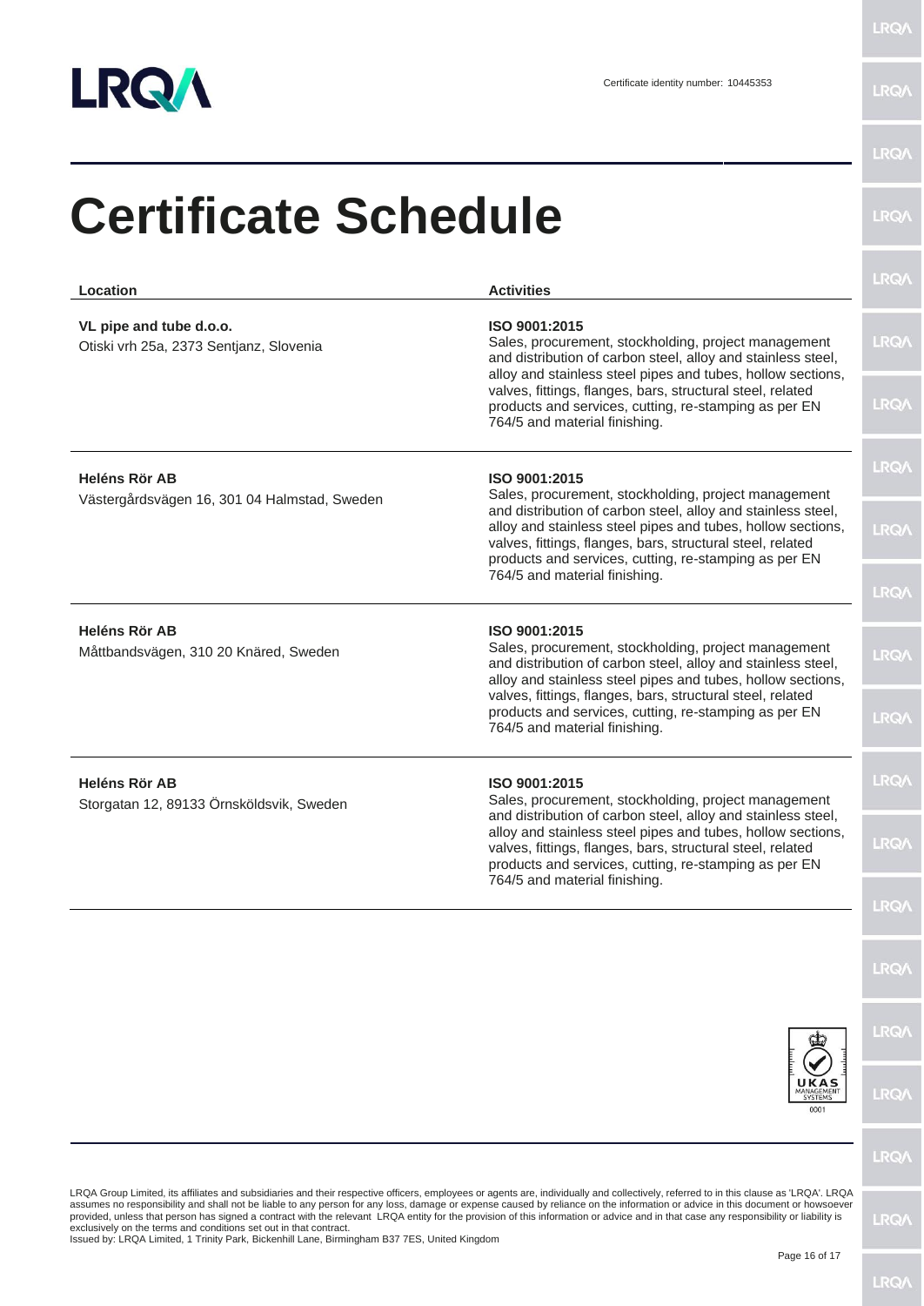Certificate identity number: 10445353

# Certificate Schedule

| Location | Activities |
| --- | --- |
| **VL pipe and tube d.o.o.**<br>Otiski vrh 25a, 2373 Sentjanz, Slovenia | **ISO 9001:2015**<br>Sales, procurement, stockholding, project management and distribution of carbon steel, alloy and stainless steel, alloy and stainless steel pipes and tubes, hollow sections, valves, fittings, flanges, bars, structural steel, related products and services, cutting, re-stamping as per EN 764/5 and material finishing. |
| **Heléns Rör AB**<br>Västergårdsvägen 16, 301 04 Halmstad, Sweden | **ISO 9001:2015**<br>Sales, procurement, stockholding, project management and distribution of carbon steel, alloy and stainless steel, alloy and stainless steel pipes and tubes, hollow sections, valves, fittings, flanges, bars, structural steel, related products and services, cutting, re-stamping as per EN 764/5 and material finishing. |
| **Heléns Rör AB**<br>Måttbandsvägen, 310 20 Knäred, Sweden | **ISO 9001:2015**<br>Sales, procurement, stockholding, project management and distribution of carbon steel, alloy and stainless steel, alloy and stainless steel pipes and tubes, hollow sections, valves, fittings, flanges, bars, structural steel, related products and services, cutting, re-stamping as per EN 764/5 and material finishing. |
| **Heléns Rör AB**<br>Storgatan 12, 89133 Örnsköldsvik, Sweden | **ISO 9001:2015**<br>Sales, procurement, stockholding, project management and distribution of carbon steel, alloy and stainless steel, alloy and stainless steel pipes and tubes, hollow sections, valves, fittings, flanges, bars, structural steel, related products and services, cutting, re-stamping as per EN 764/5 and material finishing. |

UKAS MANAGEMENT SYSTEMS 0001

LRQA Group Limited, its affiliates and subsidiaries and their respective officers, employees or agents are, individually and collectively, referred to in this clause as 'LRQA'. LRQA assumes no responsibility and shall not be liable to any person for any loss, damage or expense caused by reliance on the information or advice in this document or howsoever provided, unless that person has signed a contract with the relevant LRQA entity for the provision of this information or advice and in that case any responsibility or liability is exclusively on the terms and conditions set out in that contract.
Issued by: LRQA Limited, 1 Trinity Park, Bickenhill Lane, Birmingham B37 7ES, United Kingdom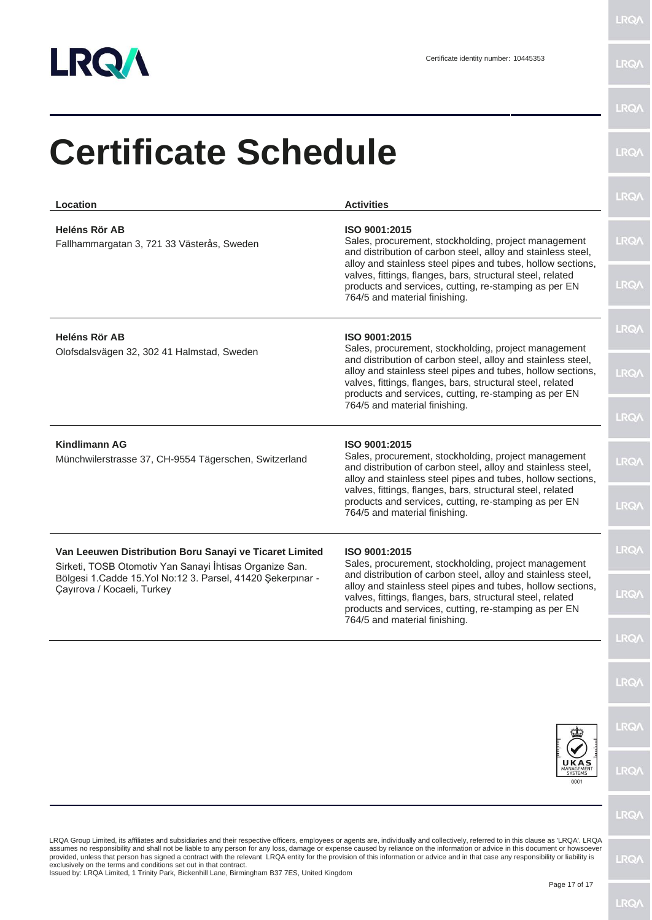Certificate identity number: 10445353

# Certificate Schedule

| Location | Activities |
| --- | --- |
| **Heléns Rör AB**<br>Fallhammargatan 3, 721 33 Västerås, Sweden | **ISO 9001:2015**<br>Sales, procurement, stockholding, project management and distribution of carbon steel, alloy and stainless steel, alloy and stainless steel pipes and tubes, hollow sections, valves, fittings, flanges, bars, structural steel, related products and services, cutting, re-stamping as per EN 764/5 and material finishing. |
| **Heléns Rör AB**<br>Olofsdalsvägen 32, 302 41 Halmstad, Sweden | **ISO 9001:2015**<br>Sales, procurement, stockholding, project management and distribution of carbon steel, alloy and stainless steel, alloy and stainless steel pipes and tubes, hollow sections, valves, fittings, flanges, bars, structural steel, related products and services, cutting, re-stamping as per EN 764/5 and material finishing. |
| **Kindlimann AG**<br>Münchwilerstrasse 37, CH-9554 Tägerschen, Switzerland | **ISO 9001:2015**<br>Sales, procurement, stockholding, project management and distribution of carbon steel, alloy and stainless steel, alloy and stainless steel pipes and tubes, hollow sections, valves, fittings, flanges, bars, structural steel, related products and services, cutting, re-stamping as per EN 764/5 and material finishing. |
| **Van Leeuwen Distribution Boru Sanayi ve Ticaret Limited**<br>Sirketi, TOSB Otomotiv Yan Sanayi İhtisas Organize San. Bölgesi 1.Cadde 15.Yol No:12 3. Parsel, 41420 Şekerpınar - Çayırova / Kocaeli, Turkey | **ISO 9001:2015**<br>Sales, procurement, stockholding, project management and distribution of carbon steel, alloy and stainless steel, alloy and stainless steel pipes and tubes, hollow sections, valves, fittings, flanges, bars, structural steel, related products and services, cutting, re-stamping as per EN 764/5 and material finishing. |

UKAS MANAGEMENT SYSTEMS 0001

LRQA Group Limited, its affiliates and subsidiaries and their respective officers, employees or agents are, individually and collectively, referred to in this clause as 'LRQA'. LRQA assumes no responsibility and shall not be liable to any person for any loss, damage or expense caused by reliance on the information or advice in this document or howsoever provided, unless that person has signed a contract with the relevant LRQA entity for the provision of this information or advice and in that case any responsibility or liability is exclusively on the terms and conditions set out in that contract.
Issued by: LRQA Limited, 1 Trinity Park, Bickenhill Lane, Birmingham B37 7ES, United Kingdom